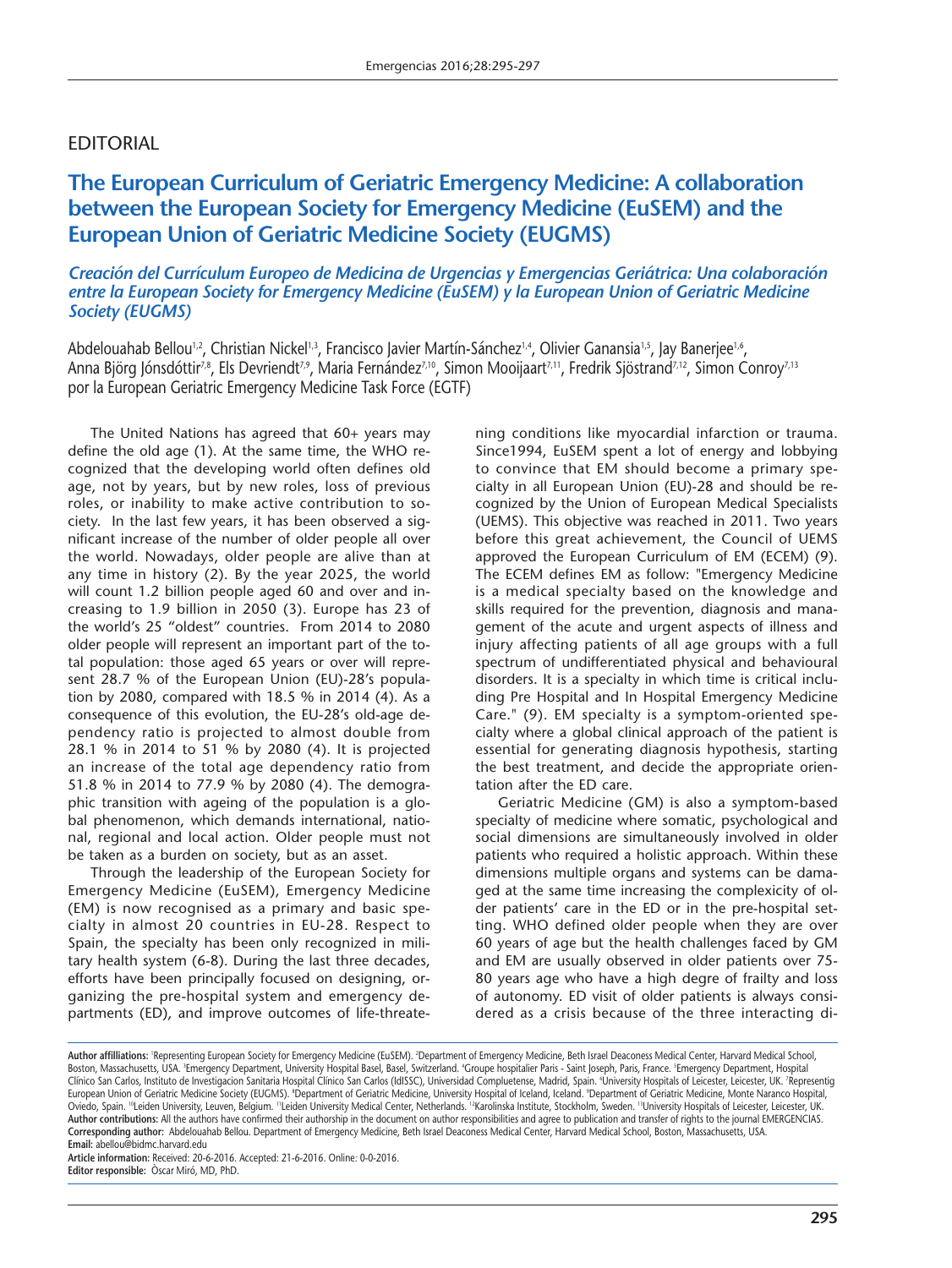# EDITORIAL

## The European Curriculum of Geriatric Emergency Medicine: A collaboration between the European Society for Emergency Medicine (EuSEM) and the European Union of Geriatric Medicine Society (EUGMS)

### *Creación del Currículum Europeo de Medicina de Urgencias y Emergencias Geriátrica: Una colaboración entre la European Society for Emergency Medicine (EuSEM) y la European Union of Geriatric Medicine Society (EUGMS)*

Abdelouahab Bellou[1,2], Christian Nickel[1,3], Francisco Javier Martín-Sánchez[1,4], Olivier Ganansia[1,5], Jay Banerjee[1,6], Anna Björg Jónsdóttir[7,8], Els Devriendt[7,9], Maria Fernández[7,10], Simon Mooijaart[7,11], Fredrik Sjöstrand[7,12], Simon Conroy[7,13] por la European Geriatric Emergency Medicine Task Force (EGTF)

The United Nations has agreed that 60+ years may define the old age (1). At the same time, the WHO recognized that the developing world often defines old age, not by years, but by new roles, loss of previous roles, or inability to make active contribution to society. In the last few years, it has been observed a significant increase of the number of older people all over the world. Nowadays, older people are alive than at any time in history (2). By the year 2025, the world will count 1.2 billion people aged 60 and over and increasing to 1.9 billion in 2050 (3). Europe has 23 of the world's 25 "oldest" countries. From 2014 to 2080 older people will represent an important part of the total population: those aged 65 years or over will represent 28.7 % of the European Union (EU)-28's population by 2080, compared with 18.5 % in 2014 (4). As a consequence of this evolution, the EU-28's old-age dependency ratio is projected to almost double from 28.1 % in 2014 to 51 % by 2080 (4). It is projected an increase of the total age dependency ratio from 51.8 % in 2014 to 77.9 % by 2080 (4). The demographic transition with ageing of the population is a global phenomenon, which demands international, national, regional and local action. Older people must not be taken as a burden on society, but as an asset.

Through the leadership of the European Society for Emergency Medicine (EuSEM), Emergency Medicine (EM) is now recognised as a primary and basic specialty in almost 20 countries in EU-28. Respect to Spain, the specialty has been only recognized in military health system (6-8). During the last three decades, efforts have been principally focused on designing, organizing the pre-hospital system and emergency departments (ED), and improve outcomes of life-threatening conditions like myocardial infarction or trauma. Since1994, EuSEM spent a lot of energy and lobbying to convince that EM should become a primary specialty in all European Union (EU)-28 and should be recognized by the Union of European Medical Specialists (UEMS). This objective was reached in 2011. Two years before this great achievement, the Council of UEMS approved the European Curriculum of EM (ECEM) (9). The ECEM defines EM as follow: "Emergency Medicine is a medical specialty based on the knowledge and skills required for the prevention, diagnosis and management of the acute and urgent aspects of illness and injury affecting patients of all age groups with a full spectrum of undifferentiated physical and behavioural disorders. It is a specialty in which time is critical including Pre Hospital and In Hospital Emergency Medicine Care." (9). EM specialty is a symptom-oriented specialty where a global clinical approach of the patient is essential for generating diagnosis hypothesis, starting the best treatment, and decide the appropriate orientation after the ED care.

Geriatric Medicine (GM) is also a symptom-based specialty of medicine where somatic, psychological and social dimensions are simultaneously involved in older patients who required a holistic approach. Within these dimensions multiple organs and systems can be damaged at the same time increasing the complexity of older patients' care in the ED or in the pre-hospital setting. WHO defined older people when they are over 60 years of age but the health challenges faced by GM and EM are usually observed in older patients over 75-80 years age who have a high degree of frailty and loss of autonomy. ED visit of older patients is always considered as a crisis because of the three interacting di-

**Author affilliations:** [1]Representing European Society for Emergency Medicine (EuSEM). [2]Department of Emergency Medicine, Beth Israel Deaconess Medical Center, Harvard Medical School, Boston, Massachusetts, USA. [3]Emergency Department, University Hospital Basel, Basel, Switzerland. [4]Groupe hospitalier Paris - Saint Joseph, Paris, France. [5]Emergency Department, Hospital Clínico San Carlos, Instituto de Investigacion Sanitaria Hospital Clínico San Carlos (IdISSC), Universidad Compluetense, Madrid, Spain. [6]University Hospitals of Leicester, Leicester, UK. [7]Representig European Union of Geriatric Medicine Society (EUGMS). [8]Department of Geriatric Medicine, University Hospital of Iceland, Iceland. [9]Department of Geriatric Medicine, Monte Naranco Hospital, Oviedo, Spain. [10]Leiden University, Leuven, Belgium. [11]Leiden University Medical Center, Netherlands. [12]Karolinska Institute, Stockholm, Sweden. [13]University Hospitals of Leicester, Leicester, UK.
**Author contributions:** All the authors have confirmed their authorship in the document on author responsibilities and agree to publication and transfer of rights to the journal EMERGENCIAS.
**Corresponding author:** Abdelouahab Bellou. Department of Emergency Medicine, Beth Israel Deaconess Medical Center, Harvard Medical School, Boston, Massachusetts, USA.
**Email:** abellou@bidmc.harvard.edu
**Article information:** Received: 20-6-2016. Accepted: 21-6-2016. Online: 0-0-2016.
**Editor responsible:** Òscar Miró, MD, PhD.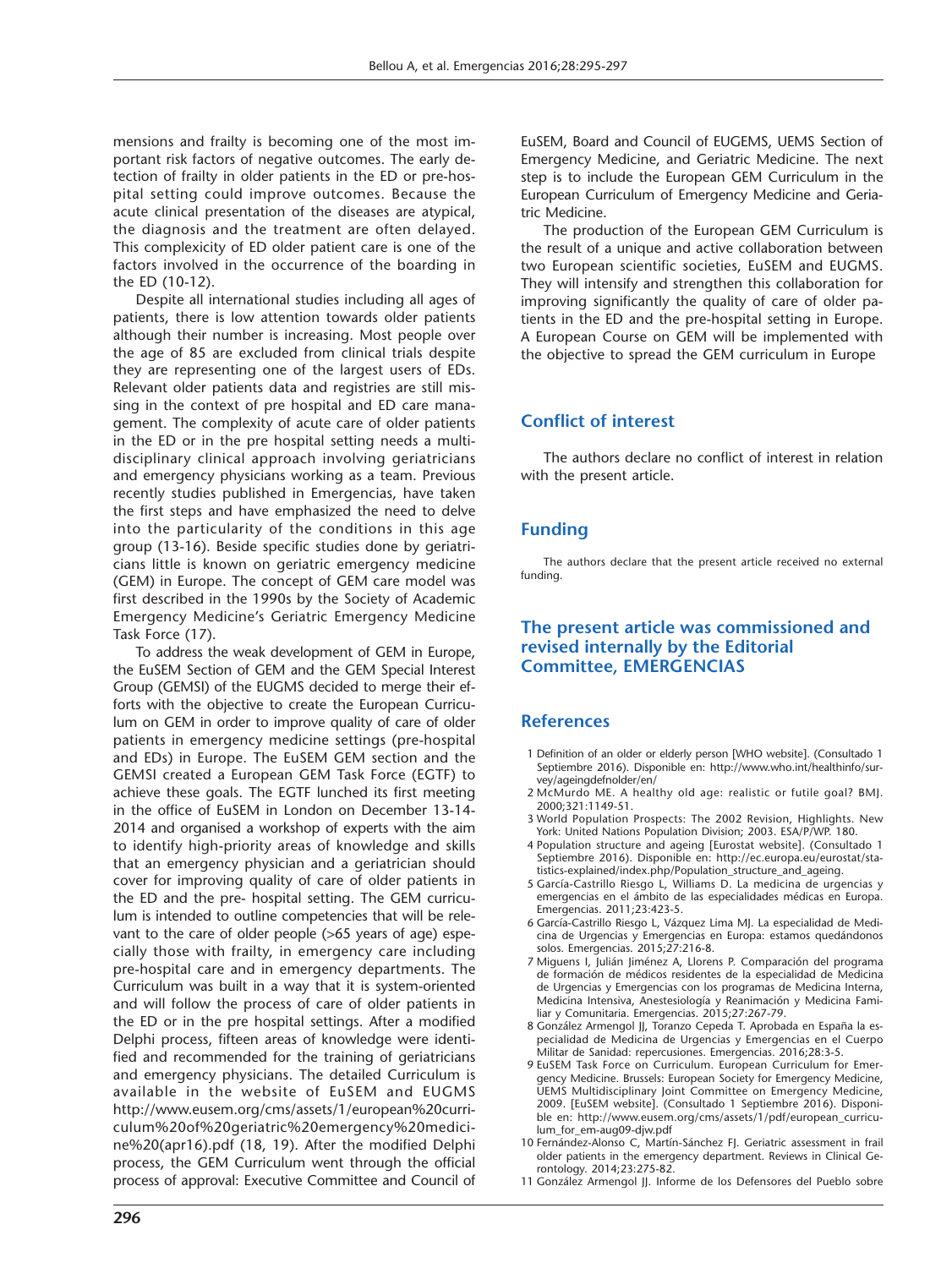mensions and frailty is becoming one of the most important risk factors of negative outcomes. The early detection of frailty in older patients in the ED or pre-hospital setting could improve outcomes. Because the acute clinical presentation of the diseases are atypical, the diagnosis and the treatment are often delayed. This complexicity of ED older patient care is one of the factors involved in the occurrence of the boarding in the ED (10-12).

Despite all international studies including all ages of patients, there is low attention towards older patients although their number is increasing. Most people over the age of 85 are excluded from clinical trials despite they are representing one of the largest users of EDs. Relevant older patients data and registries are still missing in the context of pre hospital and ED care management. The complexity of acute care of older patients in the ED or in the pre hospital setting needs a multidisciplinary clinical approach involving geriatricians and emergency physicians working as a team. Previous recently studies published in Emergencias, have taken the first steps and have emphasized the need to delve into the particularity of the conditions in this age group (13-16). Beside specific studies done by geriatricians little is known on geriatric emergency medicine (GEM) in Europe. The concept of GEM care model was first described in the 1990s by the Society of Academic Emergency Medicine's Geriatric Emergency Medicine Task Force (17).

To address the weak development of GEM in Europe, the EuSEM Section of GEM and the GEM Special Interest Group (GEMSI) of the EUGMS decided to merge their efforts with the objective to create the European Curriculum on GEM in order to improve quality of care of older patients in emergency medicine settings (pre-hospital and EDs) in Europe. The EuSEM GEM section and the GEMSI created a European GEM Task Force (EGTF) to achieve these goals. The EGTF lunched its first meeting in the office of EuSEM in London on December 13-14-2014 and organised a workshop of experts with the aim to identify high-priority areas of knowledge and skills that an emergency physician and a geriatrician should cover for improving quality of care of older patients in the ED and the pre- hospital setting. The GEM curriculum is intended to outline competencies that will be relevant to the care of older people (>65 years of age) especially those with frailty, in emergency care including pre-hospital care and in emergency departments. The Curriculum was built in a way that it is system-oriented and will follow the process of care of older patients in the ED or in the pre hospital settings. After a modified Delphi process, fifteen areas of knowledge were identified and recommended for the training of geriatricians and emergency physicians. The detailed Curriculum is available in the website of EuSEM and EUGMS http://www.eusem.org/cms/assets/1/european%20curriculum%20of%20geriatric%20emergency%20medicine%20(apr16).pdf (18, 19). After the modified Delphi process, the GEM Curriculum went through the official process of approval: Executive Committee and Council of EuSEM, Board and Council of EUGEMS, UEMS Section of Emergency Medicine, and Geriatric Medicine. The next step is to include the European GEM Curriculum in the European Curriculum of Emergency Medicine and Geriatric Medicine.

The production of the European GEM Curriculum is the result of a unique and active collaboration between two European scientific societies, EuSEM and EUGMS. They will intensify and strengthen this collaboration for improving significantly the quality of care of older patients in the ED and the pre-hospital setting in Europe. A European Course on GEM will be implemented with the objective to spread the GEM curriculum in Europe

## Conflict of interest

The authors declare no conflict of interest in relation with the present article.

## Funding

The authors declare that the present article received no external funding.

## The present article was commissioned and revised internally by the Editorial Committee, EMERGENCIAS

## References

1 Definition of an older or elderly person [WHO website]. (Consultado 1 Septiembre 2016). Disponible en: http://www.who.int/healthinfo/survey/ageingdefnolder/en/
2 McMurdo ME. A healthy old age: realistic or futile goal? BMJ. 2000;321:1149-51.
3 World Population Prospects: The 2002 Revision, Highlights. New York: United Nations Population Division; 2003. ESA/P/WP. 180.
4 Population structure and ageing [Eurostat website]. (Consultado 1 Septiembre 2016). Disponible en: http://ec.europa.eu/eurostat/statistics-explained/index.php/Population_structure_and_ageing.
5 García-Castrillo Riesgo L, Williams D. La medicina de urgencias y emergencias en el ámbito de las especialidades médicas en Europa. Emergencias. 2011;23:423-5.
6 García-Castrillo Riesgo L, Vázquez Lima MJ. La especialidad de Medicina de Urgencias y Emergencias en Europa: estamos quedándonos solos. Emergencias. 2015;27:216-8.
7 Miguens I, Julián Jiménez A, Llorens P. Comparación del programa de formación de médicos residentes de la especialidad de Medicina de Urgencias y Emergencias con los programas de Medicina Interna, Medicina Intensiva, Anestesiología y Reanimación y Medicina Familiar y Comunitaria. Emergencias. 2015;27:267-79.
8 González Armengol JJ, Toranzo Cepeda T. Aprobada en España la especialidad de Medicina de Urgencias y Emergencias en el Cuerpo Militar de Sanidad: repercusiones. Emergencias. 2016;28:3-5.
9 EuSEM Task Force on Curriculum. European Curriculum for Emergency Medicine. Brussels: European Society for Emergency Medicine, UEMS Multidisciplinary Joint Committee on Emergency Medicine, 2009. [EuSEM website]. (Consultado 1 Septiembre 2016). Disponible en: http://www.eusem.org/cms/assets/1/pdf/european_curriculum_for_em-aug09-djw.pdf
10 Fernández-Alonso C, Martín-Sánchez FJ. Geriatric assessment in frail older patients in the emergency department. Reviews in Clinical Gerontology. 2014;23:275-82.
11 González Armengol JJ. Informe de los Defensores del Pueblo sobre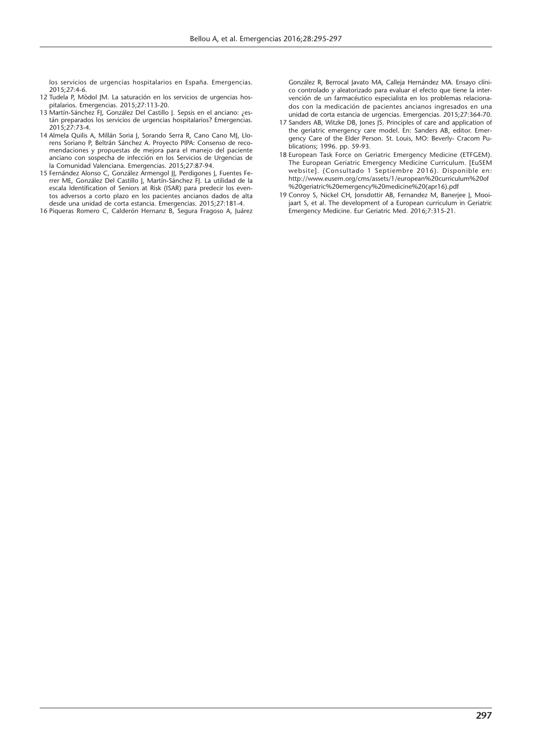los servicios de urgencias hospitalarios en España. Emergencias. 2015;27:4-6.

12 Tudela P, Mòdol JM. La saturación en los servicios de urgencias hospitalarios. Emergencias. 2015;27:113-20.

13 Martín-Sánchez FJ, González Del Castillo J. Sepsis en el anciano: ¿están preparados los servicios de urgencias hospitalarios? Emergencias. 2015;27:73-4.

14 Almela Quilis A, Millán Soria J, Sorando Serra R, Cano Cano MJ, Llorens Soriano P, Beltrán Sánchez A. Proyecto PIPA: Consenso de recomendaciones y propuestas de mejora para el manejo del paciente anciano con sospecha de infección en los Servicios de Urgencias de la Comunidad Valenciana. Emergencias. 2015;27:87-94.

15 Fernández Alonso C, González Armengol JJ, Perdigones J, Fuentes Ferrer ME, González Del Castillo J, Martín-Sánchez FJ. La utilidad de la escala Identification of Seniors at Risk (ISAR) para predecir los eventos adversos a corto plazo en los pacientes ancianos dados de alta desde una unidad de corta estancia. Emergencias. 2015;27:181-4.

16 Piqueras Romero C, Calderón Hernanz B, Segura Fragoso A, Juárez González R, Berrocal Javato MA, Calleja Hernández MA. Ensayo clínico controlado y aleatorizado para evaluar el efecto que tiene la intervención de un farmacéutico especialista en los problemas relacionados con la medicación de pacientes ancianos ingresados en una unidad de corta estancia de urgencias. Emergencias. 2015;27:364-70.

17 Sanders AB, Witzke DB, Jones JS. Principles of care and application of the geriatric emergency care model. En: Sanders AB, editor. Emergency Care of the Elder Person. St. Louis, MO: Beverly- Cracom Publications; 1996. pp. 59-93.

18 European Task Force on Geriatric Emergency Medicine (ETFGEM). The European Geriatric Emergency Medicine Curriculum. [EuSEM website]. (Consultado 1 Septiembre 2016). Disponible en: http://www.eusem.org/cms/assets/1/european%20curriculum%20of%20geriatric%20emergency%20medicine%20(apr16).pdf

19 Conroy S, Nickel CH, Jonsdottir AB, Fernandez M, Banerjee J, Mooijaart S, et al. The development of a European curriculum in Geriatric Emergency Medicine. Eur Geriatric Med. 2016;7:315-21.